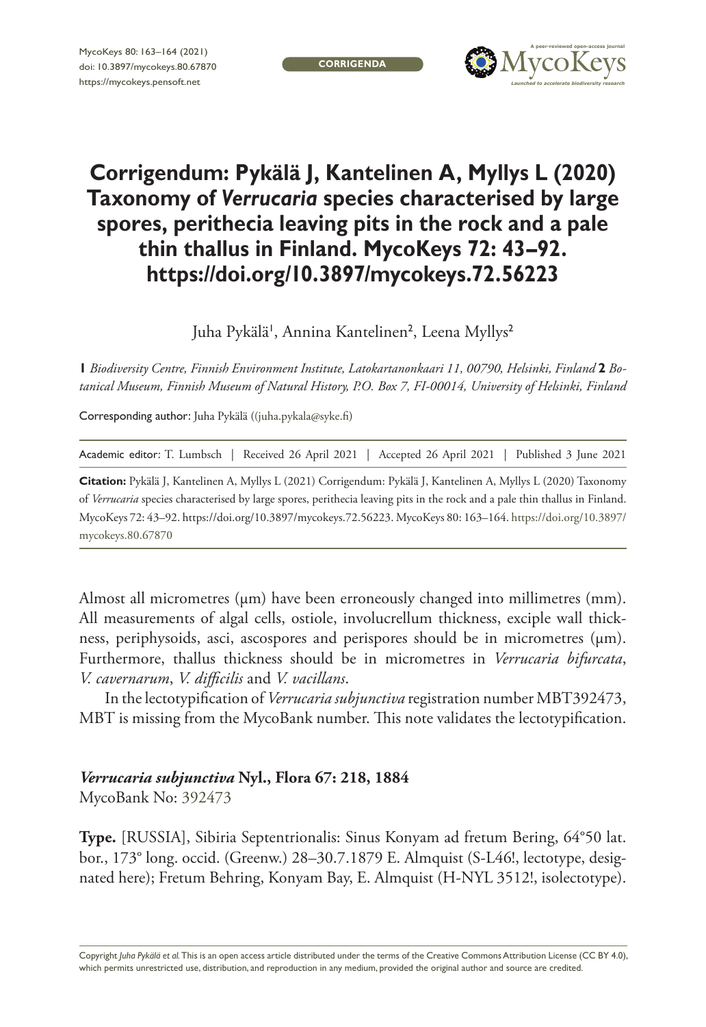CORRIGENDA

# Corrigendum: Pykälä J, Kantelinen A, Myllys L (2020) Taxonomy of *Verrucaria* species characterised by large spores, perithecia leaving pits in the rock and a pale thin thallus in Finland. MycoKeys 72: 43–92. https://doi.org/10.3897/mycokeys.72.56223

Juha Pykälä[1], Annina Kantelinen[2], Leena Myllys[2]

[1] *Biodiversity Centre, Finnish Environment Institute, Latokartanonkaari 11, 00790, Helsinki, Finland* [2] *Botanical Museum, Finnish Museum of Natural History, P.O. Box 7, FI-00014, University of Helsinki, Finland*

Corresponding author: Juha Pykälä ((juha.pykala@syke.fi)

Academic editor: T. Lumbsch | Received 26 April 2021 | Accepted 26 April 2021 | Published 3 June 2021

**Citation:** Pykälä J, Kantelinen A, Myllys L (2021) Corrigendum: Pykälä J, Kantelinen A, Myllys L (2020) Taxonomy of *Verrucaria* species characterised by large spores, perithecia leaving pits in the rock and a pale thin thallus in Finland. MycoKeys 72: 43–92. https://doi.org/10.3897/mycokeys.72.56223. MycoKeys 80: 163–164. https://doi.org/10.3897/mycokeys.80.67870

Almost all micrometres (μm) have been erroneously changed into millimetres (mm). All measurements of algal cells, ostiole, involucrellum thickness, exciple wall thickness, periphysoids, asci, ascospores and perispores should be in micrometres (μm). Furthermore, thallus thickness should be in micrometres in *Verrucaria bifurcata*, *V. cavernarum*, *V. difficilis* and *V. vacillans*.

In the lectotypification of *Verrucaria subjunctiva* registration number MBT392473, MBT is missing from the MycoBank number. This note validates the lectotypification.

***Verrucaria subjunctiva* Nyl., Flora 67: 218, 1884**
MycoBank No: 392473

**Type.** [RUSSIA], Sibiria Septentrionalis: Sinus Konyam ad fretum Bering, 64°50 lat. bor., 173° long. occid. (Greenw.) 28–30.7.1879 E. Almquist (S-L46!, lectotype, designated here); Fretum Behring, Konyam Bay, E. Almquist (H-NYL 3512!, isolectotype).

Copyright *Juha Pykälä et al.* This is an open access article distributed under the terms of the Creative Commons Attribution License (CC BY 4.0), which permits unrestricted use, distribution, and reproduction in any medium, provided the original author and source are credited.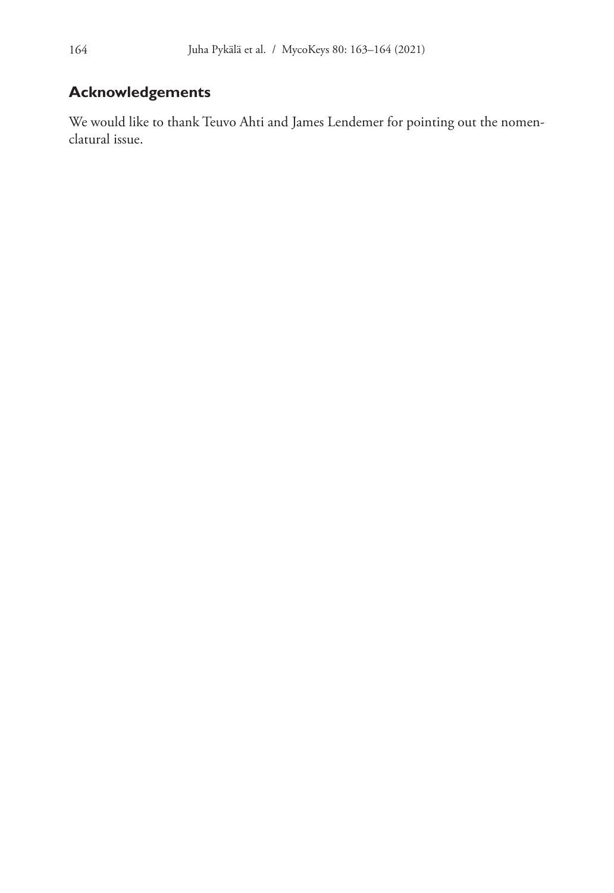## Acknowledgements

We would like to thank Teuvo Ahti and James Lendemer for pointing out the nomenclatural issue.